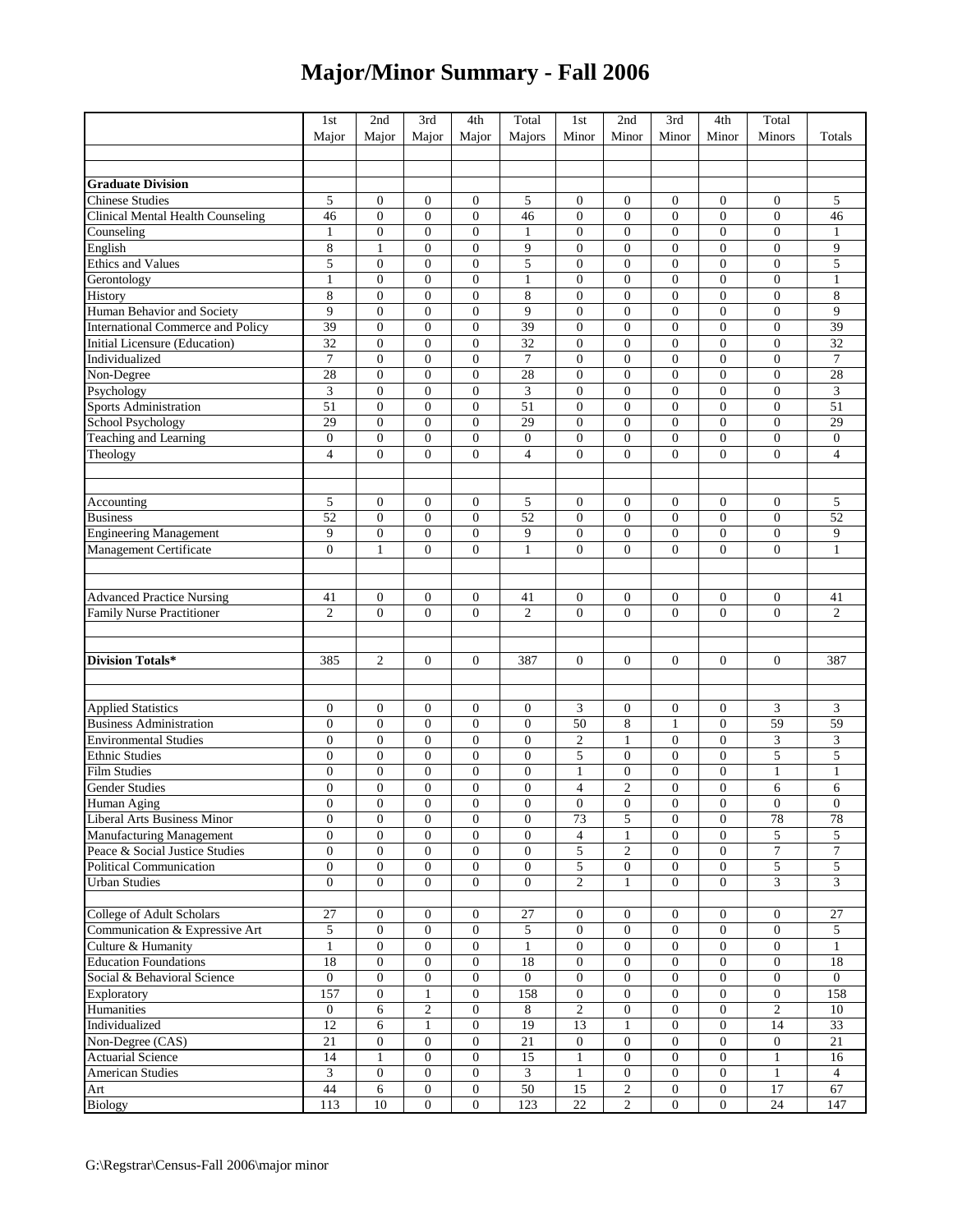# Major/Minor Summary - Fall 2006

| | 1st Major | 2nd Major | 3rd Major | 4th Major | Total Majors | 1st Minor | 2nd Minor | 3rd Minor | 4th Minor | Total Minors | Totals |
|---|---|---|---|---|---|---|---|---|---|---|---|
| | | | | | | | | | | | |
| | | | | | | | | | | | |
| **Graduate Division** | | | | | | | | | | | |
| Chinese Studies | 5 | 0 | 0 | 0 | 5 | 0 | 0 | 0 | 0 | 0 | 5 |
| Clinical Mental Health Counseling | 46 | 0 | 0 | 0 | 46 | 0 | 0 | 0 | 0 | 0 | 46 |
| Counseling | 1 | 0 | 0 | 0 | 1 | 0 | 0 | 0 | 0 | 0 | 1 |
| English | 8 | 1 | 0 | 0 | 9 | 0 | 0 | 0 | 0 | 0 | 9 |
| Ethics and Values | 5 | 0 | 0 | 0 | 5 | 0 | 0 | 0 | 0 | 0 | 5 |
| Gerontology | 1 | 0 | 0 | 0 | 1 | 0 | 0 | 0 | 0 | 0 | 1 |
| History | 8 | 0 | 0 | 0 | 8 | 0 | 0 | 0 | 0 | 0 | 8 |
| Human Behavior and Society | 9 | 0 | 0 | 0 | 9 | 0 | 0 | 0 | 0 | 0 | 9 |
| International Commerce and Policy | 39 | 0 | 0 | 0 | 39 | 0 | 0 | 0 | 0 | 0 | 39 |
| Initial Licensure (Education) | 32 | 0 | 0 | 0 | 32 | 0 | 0 | 0 | 0 | 0 | 32 |
| Individualized | 7 | 0 | 0 | 0 | 7 | 0 | 0 | 0 | 0 | 0 | 7 |
| Non-Degree | 28 | 0 | 0 | 0 | 28 | 0 | 0 | 0 | 0 | 0 | 28 |
| Psychology | 3 | 0 | 0 | 0 | 3 | 0 | 0 | 0 | 0 | 0 | 3 |
| Sports Administration | 51 | 0 | 0 | 0 | 51 | 0 | 0 | 0 | 0 | 0 | 51 |
| School Psychology | 29 | 0 | 0 | 0 | 29 | 0 | 0 | 0 | 0 | 0 | 29 |
| Teaching and Learning | 0 | 0 | 0 | 0 | 0 | 0 | 0 | 0 | 0 | 0 | 0 |
| Theology | 4 | 0 | 0 | 0 | 4 | 0 | 0 | 0 | 0 | 0 | 4 |
| | | | | | | | | | | | |
| | | | | | | | | | | | |
| Accounting | 5 | 0 | 0 | 0 | 5 | 0 | 0 | 0 | 0 | 0 | 5 |
| Business | 52 | 0 | 0 | 0 | 52 | 0 | 0 | 0 | 0 | 0 | 52 |
| Engineering Management | 9 | 0 | 0 | 0 | 9 | 0 | 0 | 0 | 0 | 0 | 9 |
| Management Certificate | 0 | 1 | 0 | 0 | 1 | 0 | 0 | 0 | 0 | 0 | 1 |
| | | | | | | | | | | | |
| | | | | | | | | | | | |
| Advanced Practice Nursing | 41 | 0 | 0 | 0 | 41 | 0 | 0 | 0 | 0 | 0 | 41 |
| Family Nurse Practitioner | 2 | 0 | 0 | 0 | 2 | 0 | 0 | 0 | 0 | 0 | 2 |
| | | | | | | | | | | | |
| | | | | | | | | | | | |
| **Division Totals*** | 385 | 2 | 0 | 0 | 387 | 0 | 0 | 0 | 0 | 0 | 387 |
| | | | | | | | | | | | |
| | | | | | | | | | | | |
| Applied Statistics | 0 | 0 | 0 | 0 | 0 | 3 | 0 | 0 | 0 | 3 | 3 |
| Business Administration | 0 | 0 | 0 | 0 | 0 | 50 | 8 | 1 | 0 | 59 | 59 |
| Environmental Studies | 0 | 0 | 0 | 0 | 0 | 2 | 1 | 0 | 0 | 3 | 3 |
| Ethnic Studies | 0 | 0 | 0 | 0 | 0 | 5 | 0 | 0 | 0 | 5 | 5 |
| Film Studies | 0 | 0 | 0 | 0 | 0 | 1 | 0 | 0 | 0 | 1 | 1 |
| Gender Studies | 0 | 0 | 0 | 0 | 0 | 4 | 2 | 0 | 0 | 6 | 6 |
| Human Aging | 0 | 0 | 0 | 0 | 0 | 0 | 0 | 0 | 0 | 0 | 0 |
| Liberal Arts Business Minor | 0 | 0 | 0 | 0 | 0 | 73 | 5 | 0 | 0 | 78 | 78 |
| Manufacturing Management | 0 | 0 | 0 | 0 | 0 | 4 | 1 | 0 | 0 | 5 | 5 |
| Peace & Social Justice Studies | 0 | 0 | 0 | 0 | 0 | 5 | 2 | 0 | 0 | 7 | 7 |
| Political Communication | 0 | 0 | 0 | 0 | 0 | 5 | 0 | 0 | 0 | 5 | 5 |
| Urban Studies | 0 | 0 | 0 | 0 | 0 | 2 | 1 | 0 | 0 | 3 | 3 |
| | | | | | | | | | | | |
| College of Adult Scholars | 27 | 0 | 0 | 0 | 27 | 0 | 0 | 0 | 0 | 0 | 27 |
| Communication & Expressive Art | 5 | 0 | 0 | 0 | 5 | 0 | 0 | 0 | 0 | 0 | 5 |
| Culture & Humanity | 1 | 0 | 0 | 0 | 1 | 0 | 0 | 0 | 0 | 0 | 1 |
| Education Foundations | 18 | 0 | 0 | 0 | 18 | 0 | 0 | 0 | 0 | 0 | 18 |
| Social & Behavioral Science | 0 | 0 | 0 | 0 | 0 | 0 | 0 | 0 | 0 | 0 | 0 |
| Exploratory | 157 | 0 | 1 | 0 | 158 | 0 | 0 | 0 | 0 | 0 | 158 |
| Humanities | 0 | 6 | 2 | 0 | 8 | 2 | 0 | 0 | 0 | 2 | 10 |
| Individualized | 12 | 6 | 1 | 0 | 19 | 13 | 1 | 0 | 0 | 14 | 33 |
| Non-Degree (CAS) | 21 | 0 | 0 | 0 | 21 | 0 | 0 | 0 | 0 | 0 | 21 |
| Actuarial Science | 14 | 1 | 0 | 0 | 15 | 1 | 0 | 0 | 0 | 1 | 16 |
| American Studies | 3 | 0 | 0 | 0 | 3 | 1 | 0 | 0 | 0 | 1 | 4 |
| Art | 44 | 6 | 0 | 0 | 50 | 15 | 2 | 0 | 0 | 17 | 67 |
| Biology | 113 | 10 | 0 | 0 | 123 | 22 | 2 | 0 | 0 | 24 | 147 |

G:\Regstrar\Census-Fall 2006\major minor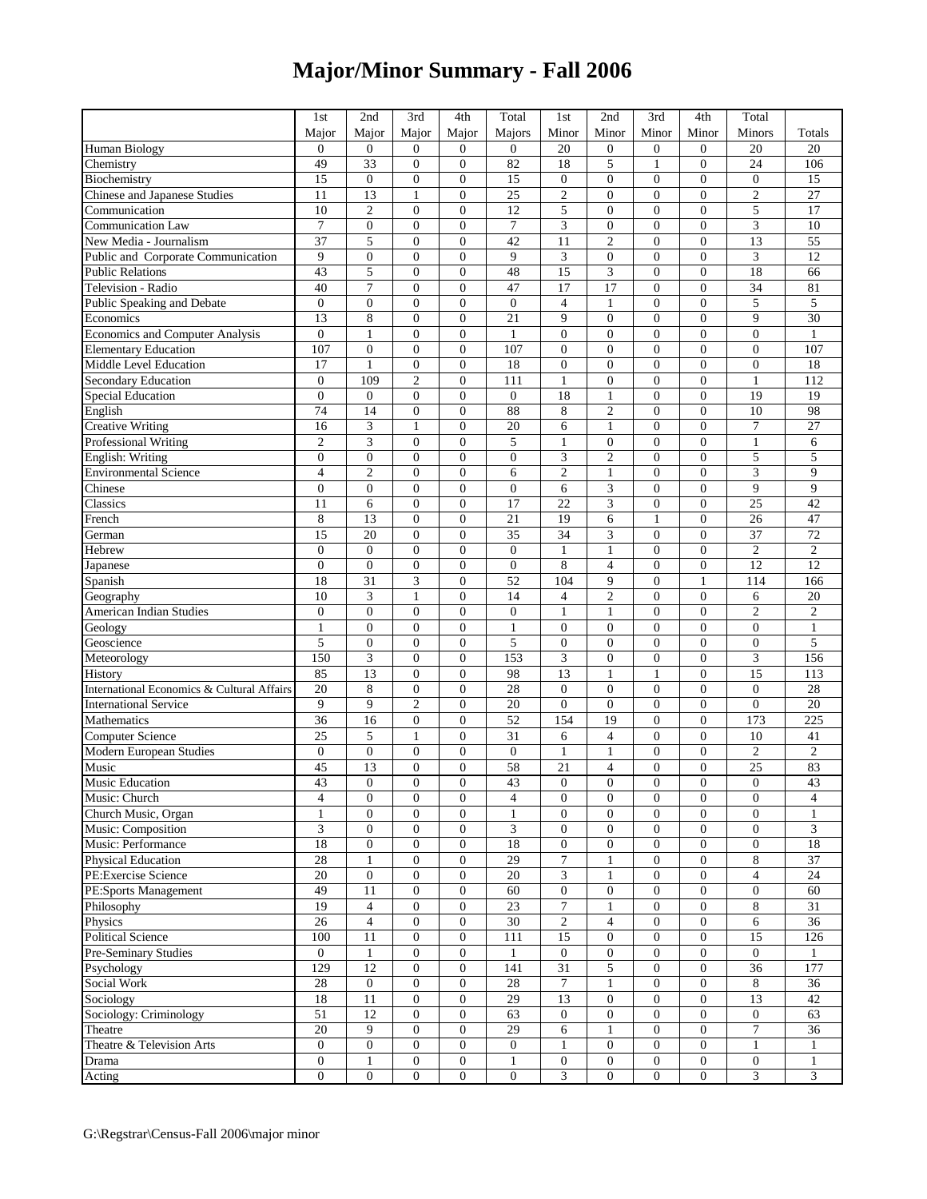# Major/Minor Summary - Fall 2006

| | 1st Major | 2nd Major | 3rd Major | 4th Major | Total Majors | 1st Minor | 2nd Minor | 3rd Minor | 4th Minor | Total Minors | Totals |
|---|---|---|---|---|---|---|---|---|---|---|---|
| Human Biology | 0 | 0 | 0 | 0 | 0 | 20 | 0 | 0 | 0 | 20 | 20 |
| Chemistry | 49 | 33 | 0 | 0 | 82 | 18 | 5 | 1 | 0 | 24 | 106 |
| Biochemistry | 15 | 0 | 0 | 0 | 15 | 0 | 0 | 0 | 0 | 0 | 15 |
| Chinese and Japanese Studies | 11 | 13 | 1 | 0 | 25 | 2 | 0 | 0 | 0 | 2 | 27 |
| Communication | 10 | 2 | 0 | 0 | 12 | 5 | 0 | 0 | 0 | 5 | 17 |
| Communication Law | 7 | 0 | 0 | 0 | 7 | 3 | 0 | 0 | 0 | 3 | 10 |
| New Media - Journalism | 37 | 5 | 0 | 0 | 42 | 11 | 2 | 0 | 0 | 13 | 55 |
| Public and Corporate Communication | 9 | 0 | 0 | 0 | 9 | 3 | 0 | 0 | 0 | 3 | 12 |
| Public Relations | 43 | 5 | 0 | 0 | 48 | 15 | 3 | 0 | 0 | 18 | 66 |
| Television - Radio | 40 | 7 | 0 | 0 | 47 | 17 | 17 | 0 | 0 | 34 | 81 |
| Public Speaking and Debate | 0 | 0 | 0 | 0 | 0 | 4 | 1 | 0 | 0 | 5 | 5 |
| Economics | 13 | 8 | 0 | 0 | 21 | 9 | 0 | 0 | 0 | 9 | 30 |
| Economics and Computer Analysis | 0 | 1 | 0 | 0 | 1 | 0 | 0 | 0 | 0 | 0 | 1 |
| Elementary Education | 107 | 0 | 0 | 0 | 107 | 0 | 0 | 0 | 0 | 0 | 107 |
| Middle Level Education | 17 | 1 | 0 | 0 | 18 | 0 | 0 | 0 | 0 | 0 | 18 |
| Secondary Education | 0 | 109 | 2 | 0 | 111 | 1 | 0 | 0 | 0 | 1 | 112 |
| Special Education | 0 | 0 | 0 | 0 | 0 | 18 | 1 | 0 | 0 | 19 | 19 |
| English | 74 | 14 | 0 | 0 | 88 | 8 | 2 | 0 | 0 | 10 | 98 |
| Creative Writing | 16 | 3 | 1 | 0 | 20 | 6 | 1 | 0 | 0 | 7 | 27 |
| Professional Writing | 2 | 3 | 0 | 0 | 5 | 1 | 0 | 0 | 0 | 1 | 6 |
| English: Writing | 0 | 0 | 0 | 0 | 0 | 3 | 2 | 0 | 0 | 5 | 5 |
| Environmental Science | 4 | 2 | 0 | 0 | 6 | 2 | 1 | 0 | 0 | 3 | 9 |
| Chinese | 0 | 0 | 0 | 0 | 0 | 6 | 3 | 0 | 0 | 9 | 9 |
| Classics | 11 | 6 | 0 | 0 | 17 | 22 | 3 | 0 | 0 | 25 | 42 |
| French | 8 | 13 | 0 | 0 | 21 | 19 | 6 | 1 | 0 | 26 | 47 |
| German | 15 | 20 | 0 | 0 | 35 | 34 | 3 | 0 | 0 | 37 | 72 |
| Hebrew | 0 | 0 | 0 | 0 | 0 | 1 | 1 | 0 | 0 | 2 | 2 |
| Japanese | 0 | 0 | 0 | 0 | 0 | 8 | 4 | 0 | 0 | 12 | 12 |
| Spanish | 18 | 31 | 3 | 0 | 52 | 104 | 9 | 0 | 1 | 114 | 166 |
| Geography | 10 | 3 | 1 | 0 | 14 | 4 | 2 | 0 | 0 | 6 | 20 |
| American Indian Studies | 0 | 0 | 0 | 0 | 0 | 1 | 1 | 0 | 0 | 2 | 2 |
| Geology | 1 | 0 | 0 | 0 | 1 | 0 | 0 | 0 | 0 | 0 | 1 |
| Geoscience | 5 | 0 | 0 | 0 | 5 | 0 | 0 | 0 | 0 | 0 | 5 |
| Meteorology | 150 | 3 | 0 | 0 | 153 | 3 | 0 | 0 | 0 | 3 | 156 |
| History | 85 | 13 | 0 | 0 | 98 | 13 | 1 | 1 | 0 | 15 | 113 |
| International Economics & Cultural Affairs | 20 | 8 | 0 | 0 | 28 | 0 | 0 | 0 | 0 | 0 | 28 |
| International Service | 9 | 9 | 2 | 0 | 20 | 0 | 0 | 0 | 0 | 0 | 20 |
| Mathematics | 36 | 16 | 0 | 0 | 52 | 154 | 19 | 0 | 0 | 173 | 225 |
| Computer Science | 25 | 5 | 1 | 0 | 31 | 6 | 4 | 0 | 0 | 10 | 41 |
| Modern European Studies | 0 | 0 | 0 | 0 | 0 | 1 | 1 | 0 | 0 | 2 | 2 |
| Music | 45 | 13 | 0 | 0 | 58 | 21 | 4 | 0 | 0 | 25 | 83 |
| Music Education | 43 | 0 | 0 | 0 | 43 | 0 | 0 | 0 | 0 | 0 | 43 |
| Music: Church | 4 | 0 | 0 | 0 | 4 | 0 | 0 | 0 | 0 | 0 | 4 |
| Church Music, Organ | 1 | 0 | 0 | 0 | 1 | 0 | 0 | 0 | 0 | 0 | 1 |
| Music: Composition | 3 | 0 | 0 | 0 | 3 | 0 | 0 | 0 | 0 | 0 | 3 |
| Music: Performance | 18 | 0 | 0 | 0 | 18 | 0 | 0 | 0 | 0 | 0 | 18 |
| Physical Education | 28 | 1 | 0 | 0 | 29 | 7 | 1 | 0 | 0 | 8 | 37 |
| PE:Exercise Science | 20 | 0 | 0 | 0 | 20 | 3 | 1 | 0 | 0 | 4 | 24 |
| PE:Sports Management | 49 | 11 | 0 | 0 | 60 | 0 | 0 | 0 | 0 | 0 | 60 |
| Philosophy | 19 | 4 | 0 | 0 | 23 | 7 | 1 | 0 | 0 | 8 | 31 |
| Physics | 26 | 4 | 0 | 0 | 30 | 2 | 4 | 0 | 0 | 6 | 36 |
| Political Science | 100 | 11 | 0 | 0 | 111 | 15 | 0 | 0 | 0 | 15 | 126 |
| Pre-Seminary Studies | 0 | 1 | 0 | 0 | 1 | 0 | 0 | 0 | 0 | 0 | 1 |
| Psychology | 129 | 12 | 0 | 0 | 141 | 31 | 5 | 0 | 0 | 36 | 177 |
| Social Work | 28 | 0 | 0 | 0 | 28 | 7 | 1 | 0 | 0 | 8 | 36 |
| Sociology | 18 | 11 | 0 | 0 | 29 | 13 | 0 | 0 | 0 | 13 | 42 |
| Sociology: Criminology | 51 | 12 | 0 | 0 | 63 | 0 | 0 | 0 | 0 | 0 | 63 |
| Theatre | 20 | 9 | 0 | 0 | 29 | 6 | 1 | 0 | 0 | 7 | 36 |
| Theatre & Television Arts | 0 | 0 | 0 | 0 | 0 | 1 | 0 | 0 | 0 | 1 | 1 |
| Drama | 0 | 1 | 0 | 0 | 1 | 0 | 0 | 0 | 0 | 0 | 1 |
| Acting | 0 | 0 | 0 | 0 | 0 | 3 | 0 | 0 | 0 | 3 | 3 |

G:\Regstrar\Census-Fall 2006\major minor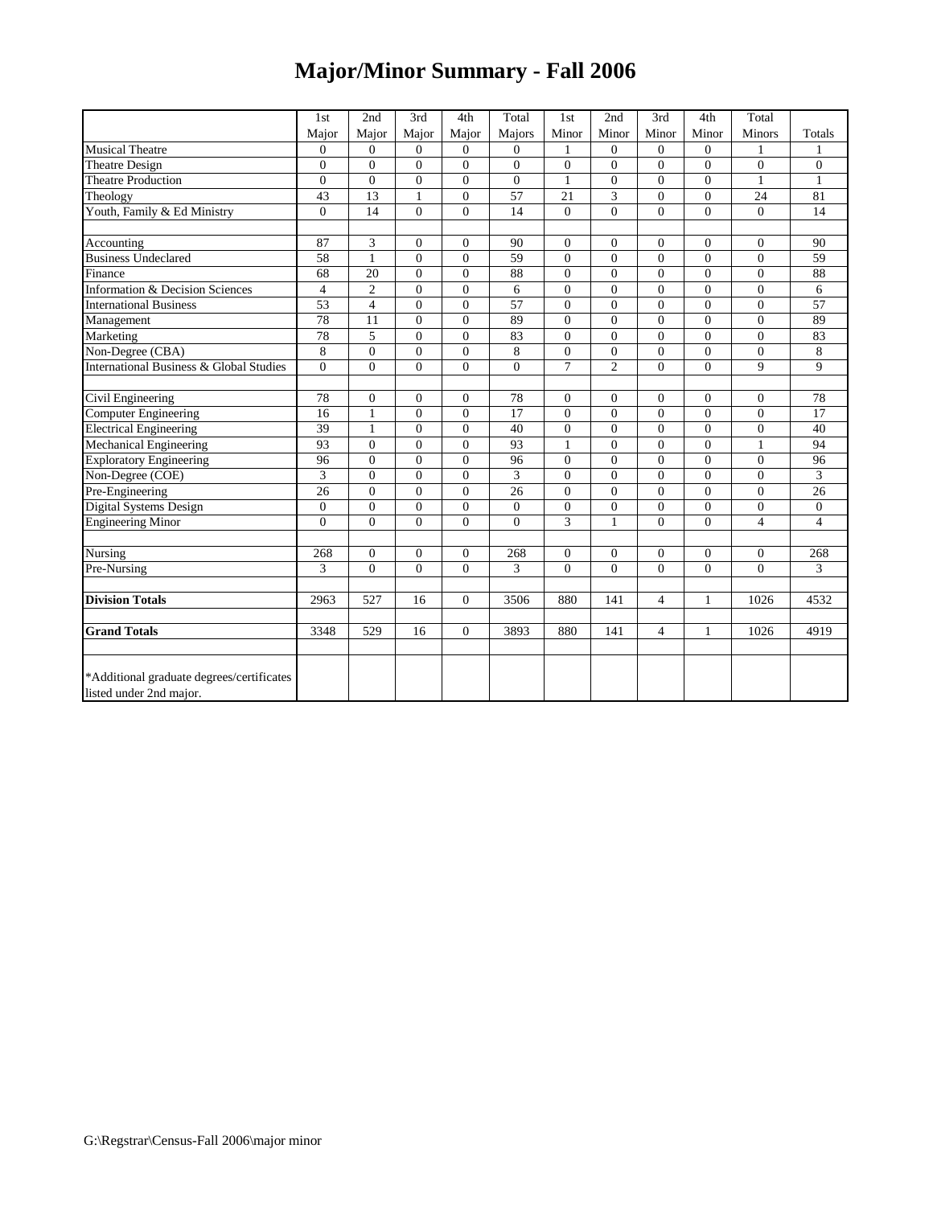# Major/Minor Summary - Fall 2006

| | 1st Major | 2nd Major | 3rd Major | 4th Major | Total Majors | 1st Minor | 2nd Minor | 3rd Minor | 4th Minor | Total Minors | Totals |
|---|---|---|---|---|---|---|---|---|---|---|---|
| Musical Theatre | 0 | 0 | 0 | 0 | 0 | 1 | 0 | 0 | 0 | 1 | 1 |
| Theatre Design | 0 | 0 | 0 | 0 | 0 | 0 | 0 | 0 | 0 | 0 | 0 |
| Theatre Production | 0 | 0 | 0 | 0 | 0 | 1 | 0 | 0 | 0 | 1 | 1 |
| Theology | 43 | 13 | 1 | 0 | 57 | 21 | 3 | 0 | 0 | 24 | 81 |
| Youth, Family & Ed Ministry | 0 | 14 | 0 | 0 | 14 | 0 | 0 | 0 | 0 | 0 | 14 |
| | | | | | | | | | | | |
| Accounting | 87 | 3 | 0 | 0 | 90 | 0 | 0 | 0 | 0 | 0 | 90 |
| Business Undeclared | 58 | 1 | 0 | 0 | 59 | 0 | 0 | 0 | 0 | 0 | 59 |
| Finance | 68 | 20 | 0 | 0 | 88 | 0 | 0 | 0 | 0 | 0 | 88 |
| Information & Decision Sciences | 4 | 2 | 0 | 0 | 6 | 0 | 0 | 0 | 0 | 0 | 6 |
| International Business | 53 | 4 | 0 | 0 | 57 | 0 | 0 | 0 | 0 | 0 | 57 |
| Management | 78 | 11 | 0 | 0 | 89 | 0 | 0 | 0 | 0 | 0 | 89 |
| Marketing | 78 | 5 | 0 | 0 | 83 | 0 | 0 | 0 | 0 | 0 | 83 |
| Non-Degree (CBA) | 8 | 0 | 0 | 0 | 8 | 0 | 0 | 0 | 0 | 0 | 8 |
| International Business & Global Studies | 0 | 0 | 0 | 0 | 0 | 7 | 2 | 0 | 0 | 9 | 9 |
| | | | | | | | | | | | |
| Civil Engineering | 78 | 0 | 0 | 0 | 78 | 0 | 0 | 0 | 0 | 0 | 78 |
| Computer Engineering | 16 | 1 | 0 | 0 | 17 | 0 | 0 | 0 | 0 | 0 | 17 |
| Electrical Engineering | 39 | 1 | 0 | 0 | 40 | 0 | 0 | 0 | 0 | 0 | 40 |
| Mechanical Engineering | 93 | 0 | 0 | 0 | 93 | 1 | 0 | 0 | 0 | 1 | 94 |
| Exploratory Engineering | 96 | 0 | 0 | 0 | 96 | 0 | 0 | 0 | 0 | 0 | 96 |
| Non-Degree (COE) | 3 | 0 | 0 | 0 | 3 | 0 | 0 | 0 | 0 | 0 | 3 |
| Pre-Engineering | 26 | 0 | 0 | 0 | 26 | 0 | 0 | 0 | 0 | 0 | 26 |
| Digital Systems Design | 0 | 0 | 0 | 0 | 0 | 0 | 0 | 0 | 0 | 0 | 0 |
| Engineering Minor | 0 | 0 | 0 | 0 | 0 | 3 | 1 | 0 | 0 | 4 | 4 |
| | | | | | | | | | | | |
| Nursing | 268 | 0 | 0 | 0 | 268 | 0 | 0 | 0 | 0 | 0 | 268 |
| Pre-Nursing | 3 | 0 | 0 | 0 | 3 | 0 | 0 | 0 | 0 | 0 | 3 |
| | | | | | | | | | | | |
| **Division Totals** | 2963 | 527 | 16 | 0 | 3506 | 880 | 141 | 4 | 1 | 1026 | 4532 |
| | | | | | | | | | | | |
| **Grand Totals** | 3348 | 529 | 16 | 0 | 3893 | 880 | 141 | 4 | 1 | 1026 | 4919 |
| | | | | | | | | | | | |
| *Additional graduate degrees/certificates listed under 2nd major. | | | | | | | | | | | |

G:\Regstrar\Census-Fall 2006\major minor